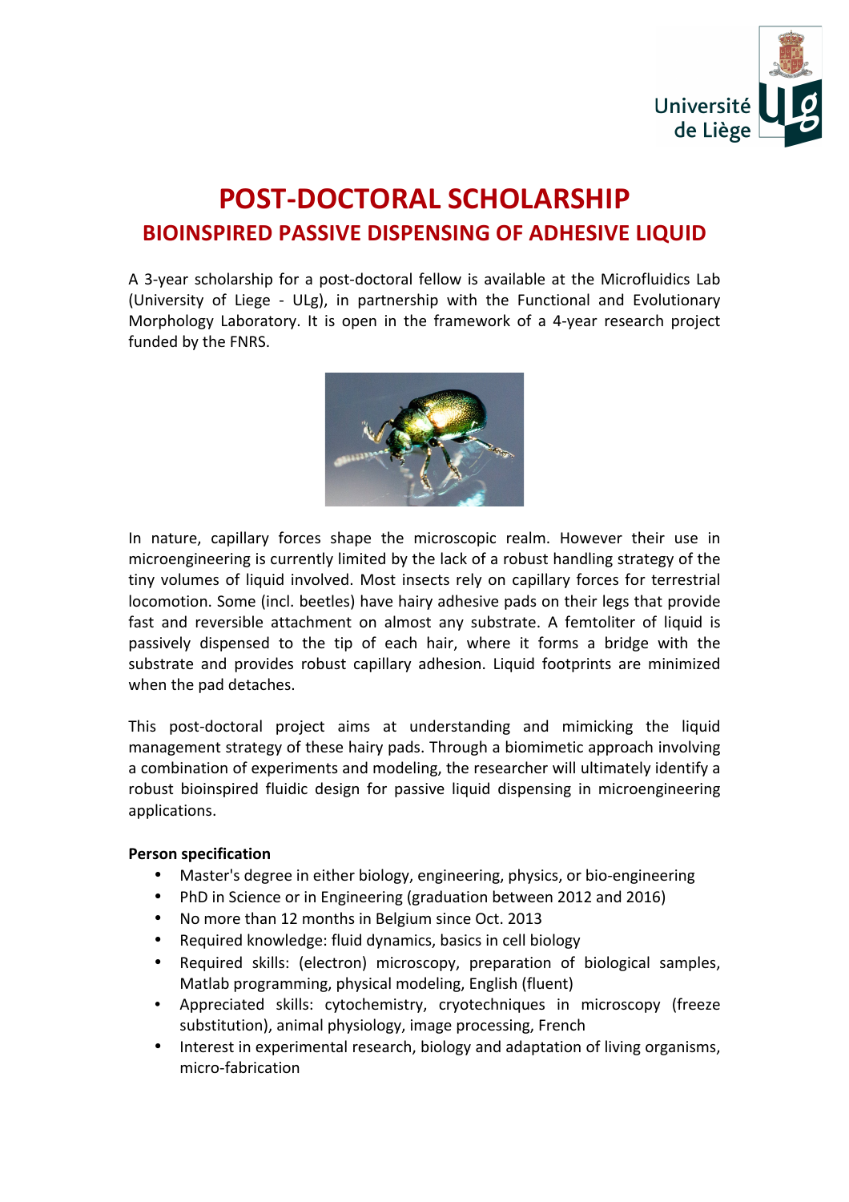Université de Liège

# POST-DOCTORAL SCHOLARSHIP

## BIOINSPIRED PASSIVE DISPENSING OF ADHESIVE LIQUID

A 3-year scholarship for a post-doctoral fellow is available at the Microfluidics Lab (University of Liege - ULg), in partnership with the Functional and Evolutionary Morphology Laboratory. It is open in the framework of a 4-year research project funded by the FNRS.

In nature, capillary forces shape the microscopic realm. However their use in microengineering is currently limited by the lack of a robust handling strategy of the tiny volumes of liquid involved. Most insects rely on capillary forces for terrestrial locomotion. Some (incl. beetles) have hairy adhesive pads on their legs that provide fast and reversible attachment on almost any substrate. A femtoliter of liquid is passively dispensed to the tip of each hair, where it forms a bridge with the substrate and provides robust capillary adhesion. Liquid footprints are minimized when the pad detaches.

This post-doctoral project aims at understanding and mimicking the liquid management strategy of these hairy pads. Through a biomimetic approach involving a combination of experiments and modeling, the researcher will ultimately identify a robust bioinspired fluidic design for passive liquid dispensing in microengineering applications.

**Person specification**

- Master's degree in either biology, engineering, physics, or bio-engineering
- PhD in Science or in Engineering (graduation between 2012 and 2016)
- No more than 12 months in Belgium since Oct. 2013
- Required knowledge: fluid dynamics, basics in cell biology
- Required skills: (electron) microscopy, preparation of biological samples, Matlab programming, physical modeling, English (fluent)
- Appreciated skills: cytochemistry, cryotechniques in microscopy (freeze substitution), animal physiology, image processing, French
- Interest in experimental research, biology and adaptation of living organisms, micro-fabrication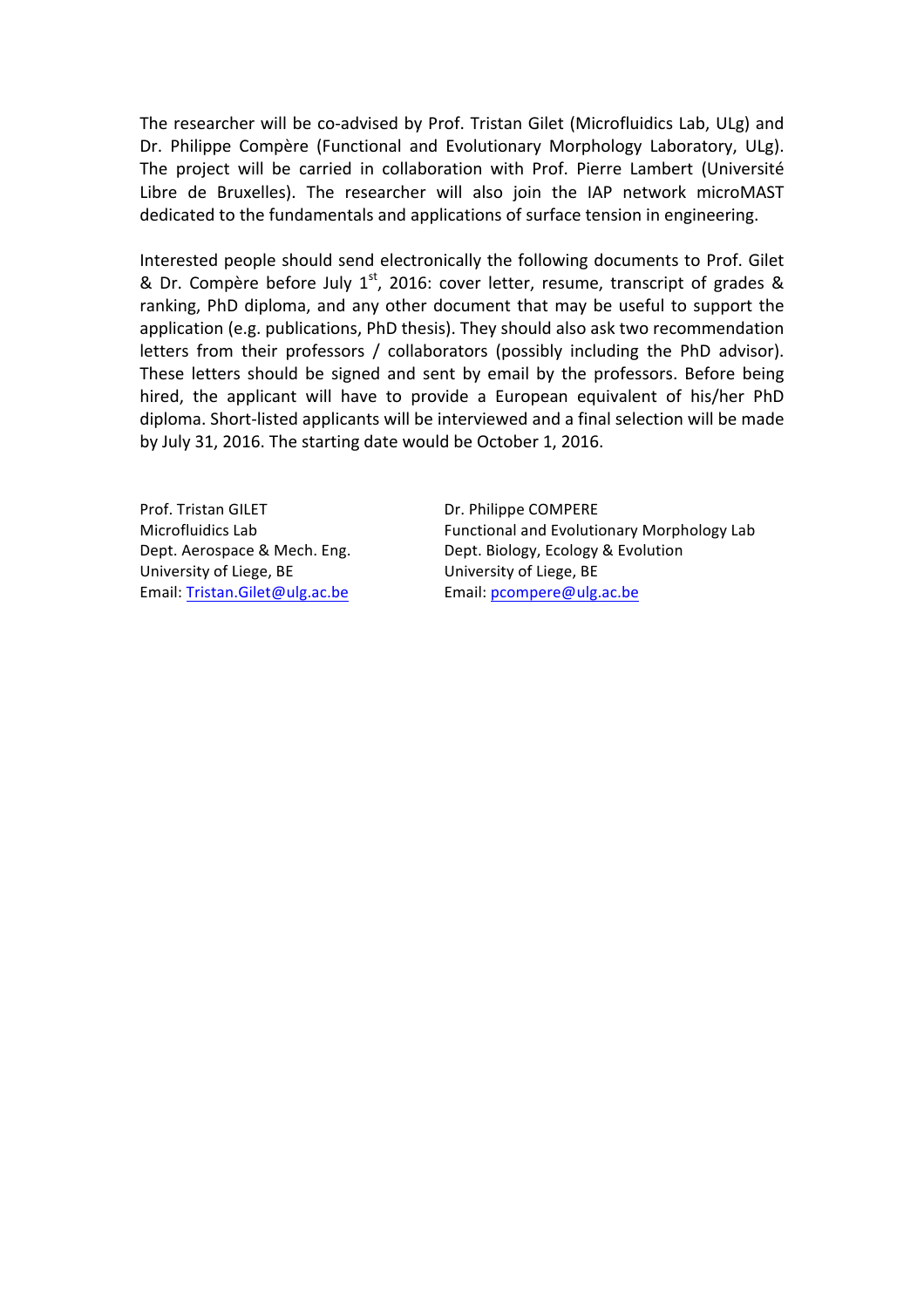The researcher will be co-advised by Prof. Tristan Gilet (Microfluidics Lab, ULg) and Dr. Philippe Compère (Functional and Evolutionary Morphology Laboratory, ULg). The project will be carried in collaboration with Prof. Pierre Lambert (Université Libre de Bruxelles). The researcher will also join the IAP network microMAST dedicated to the fundamentals and applications of surface tension in engineering.

Interested people should send electronically the following documents to Prof. Gilet & Dr. Compère before July 1st, 2016: cover letter, resume, transcript of grades & ranking, PhD diploma, and any other document that may be useful to support the application (e.g. publications, PhD thesis). They should also ask two recommendation letters from their professors / collaborators (possibly including the PhD advisor). These letters should be signed and sent by email by the professors. Before being hired, the applicant will have to provide a European equivalent of his/her PhD diploma. Short-listed applicants will be interviewed and a final selection will be made by July 31, 2016. The starting date would be October 1, 2016.

Prof. Tristan GILET
Microfluidics Lab
Dept. Aerospace & Mech. Eng.
University of Liege, BE
Email: Tristan.Gilet@ulg.ac.be

Dr. Philippe COMPERE
Functional and Evolutionary Morphology Lab
Dept. Biology, Ecology & Evolution
University of Liege, BE
Email: pcompere@ulg.ac.be